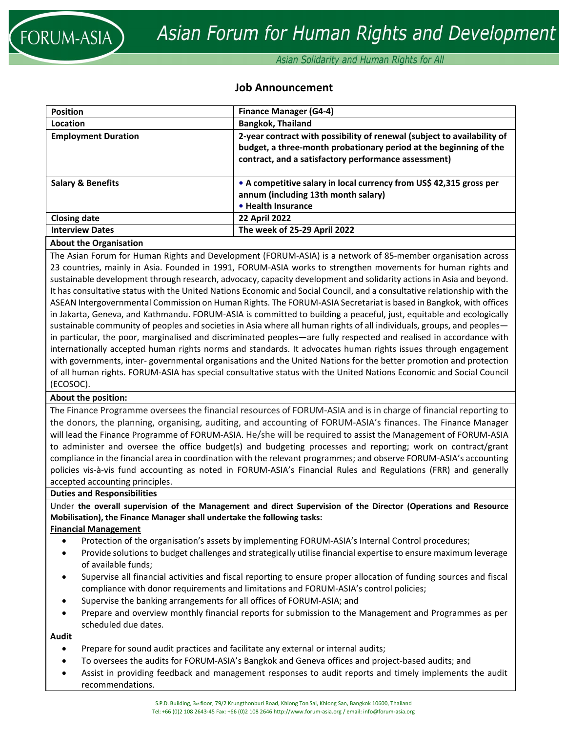# Job Announcement

| Position | Finance Manager (G4-4) |
|---|---|
| Location | Bangkok, Thailand |
| Employment Duration | 2-year contract with possibility of renewal (subject to availability of budget, a three-month probationary period at the beginning of the contract, and a satisfactory performance assessment) |
| Salary & Benefits | • A competitive salary in local currency from US$ 42,315 gross per annum (including 13th month salary)<br>• Health Insurance |
| Closing date | 22 April 2022 |
| Interview Dates | The week of 25-29 April 2022 |

**About the Organisation**

The Asian Forum for Human Rights and Development (FORUM-ASIA) is a network of 85-member organisation across 23 countries, mainly in Asia. Founded in 1991, FORUM-ASIA works to strengthen movements for human rights and sustainable development through research, advocacy, capacity development and solidarity actions in Asia and beyond. It has consultative status with the United Nations Economic and Social Council, and a consultative relationship with the ASEAN Intergovernmental Commission on Human Rights. The FORUM-ASIA Secretariat is based in Bangkok, with offices in Jakarta, Geneva, and Kathmandu. FORUM-ASIA is committed to building a peaceful, just, equitable and ecologically sustainable community of peoples and societies in Asia where all human rights of all individuals, groups, and peoples—in particular, the poor, marginalised and discriminated peoples—are fully respected and realised in accordance with internationally accepted human rights norms and standards. It advocates human rights issues through engagement with governments, inter- governmental organisations and the United Nations for the better promotion and protection of all human rights. FORUM-ASIA has special consultative status with the United Nations Economic and Social Council (ECOSOC).

**About the position:**

The Finance Programme oversees the financial resources of FORUM-ASIA and is in charge of financial reporting to the donors, the planning, organising, auditing, and accounting of FORUM-ASIA's finances. The Finance Manager will lead the Finance Programme of FORUM-ASIA. He/she will be required to assist the Management of FORUM-ASIA to administer and oversee the office budget(s) and budgeting processes and reporting; work on contract/grant compliance in the financial area in coordination with the relevant programmes; and observe FORUM-ASIA's accounting policies vis-à-vis fund accounting as noted in FORUM-ASIA's Financial Rules and Regulations (FRR) and generally accepted accounting principles.

**Duties and Responsibilities**

Under **the overall supervision of the Management and direct Supervision of the Director (Operations and Resource Mobilisation), the Finance Manager shall undertake the following tasks:**

**Financial Management**

- Protection of the organisation's assets by implementing FORUM-ASIA's Internal Control procedures;
- Provide solutions to budget challenges and strategically utilise financial expertise to ensure maximum leverage of available funds;
- Supervise all financial activities and fiscal reporting to ensure proper allocation of funding sources and fiscal compliance with donor requirements and limitations and FORUM-ASIA's control policies;
- Supervise the banking arrangements for all offices of FORUM-ASIA; and
- Prepare and overview monthly financial reports for submission to the Management and Programmes as per scheduled due dates.

**Audit**

- Prepare for sound audit practices and facilitate any external or internal audits;
- To oversees the audits for FORUM-ASIA's Bangkok and Geneva offices and project-based audits; and
- Assist in providing feedback and management responses to audit reports and timely implements the audit recommendations.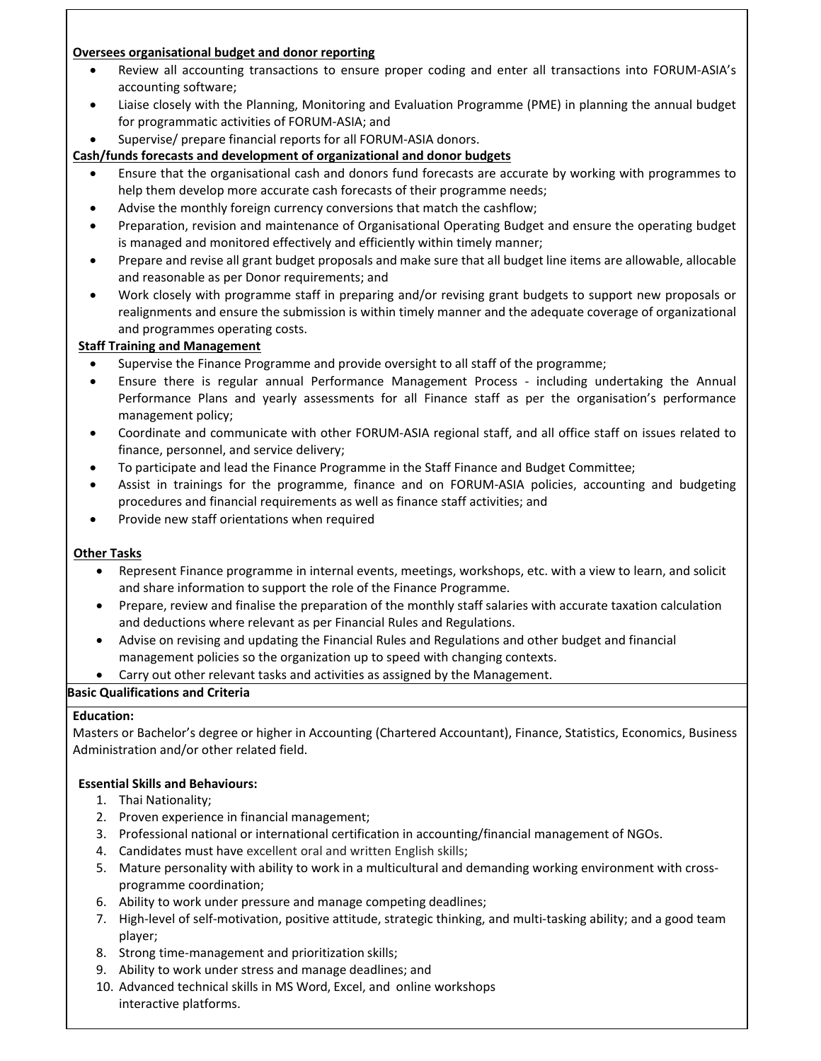**Oversees organisational budget and donor reporting**

- Review all accounting transactions to ensure proper coding and enter all transactions into FORUM-ASIA's accounting software;
- Liaise closely with the Planning, Monitoring and Evaluation Programme (PME) in planning the annual budget for programmatic activities of FORUM-ASIA; and
- Supervise/ prepare financial reports for all FORUM-ASIA donors.

**Cash/funds forecasts and development of organizational and donor budgets**

- Ensure that the organisational cash and donors fund forecasts are accurate by working with programmes to help them develop more accurate cash forecasts of their programme needs;
- Advise the monthly foreign currency conversions that match the cashflow;
- Preparation, revision and maintenance of Organisational Operating Budget and ensure the operating budget is managed and monitored effectively and efficiently within timely manner;
- Prepare and revise all grant budget proposals and make sure that all budget line items are allowable, allocable and reasonable as per Donor requirements; and
- Work closely with programme staff in preparing and/or revising grant budgets to support new proposals or realignments and ensure the submission is within timely manner and the adequate coverage of organizational and programmes operating costs.

**Staff Training and Management**

- Supervise the Finance Programme and provide oversight to all staff of the programme;
- Ensure there is regular annual Performance Management Process - including undertaking the Annual Performance Plans and yearly assessments for all Finance staff as per the organisation's performance management policy;
- Coordinate and communicate with other FORUM-ASIA regional staff, and all office staff on issues related to finance, personnel, and service delivery;
- To participate and lead the Finance Programme in the Staff Finance and Budget Committee;
- Assist in trainings for the programme, finance and on FORUM-ASIA policies, accounting and budgeting procedures and financial requirements as well as finance staff activities; and
- Provide new staff orientations when required

**Other Tasks**

- Represent Finance programme in internal events, meetings, workshops, etc. with a view to learn, and solicit and share information to support the role of the Finance Programme.
- Prepare, review and finalise the preparation of the monthly staff salaries with accurate taxation calculation and deductions where relevant as per Financial Rules and Regulations.
- Advise on revising and updating the Financial Rules and Regulations and other budget and financial management policies so the organization up to speed with changing contexts.
- Carry out other relevant tasks and activities as assigned by the Management.

**Basic Qualifications and Criteria**

**Education:**

Masters or Bachelor's degree or higher in Accounting (Chartered Accountant), Finance, Statistics, Economics, Business Administration and/or other related field.

**Essential Skills and Behaviours:**

1. Thai Nationality;
2. Proven experience in financial management;
3. Professional national or international certification in accounting/financial management of NGOs.
4. Candidates must have excellent oral and written English skills;
5. Mature personality with ability to work in a multicultural and demanding working environment with cross-programme coordination;
6. Ability to work under pressure and manage competing deadlines;
7. High-level of self-motivation, positive attitude, strategic thinking, and multi-tasking ability; and a good team player;
8. Strong time-management and prioritization skills;
9. Ability to work under stress and manage deadlines; and
10. Advanced technical skills in MS Word, Excel, and online workshops interactive platforms.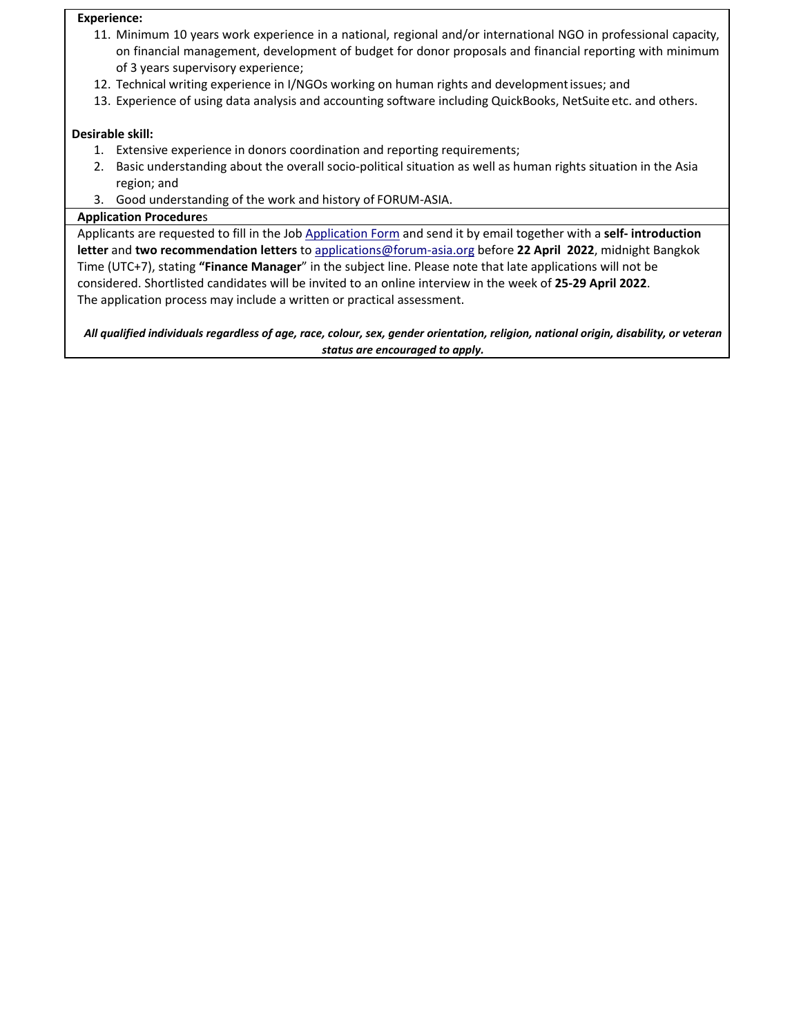**Experience:**

11. Minimum 10 years work experience in a national, regional and/or international NGO in professional capacity, on financial management, development of budget for donor proposals and financial reporting with minimum of 3 years supervisory experience;
12. Technical writing experience in I/NGOs working on human rights and development issues; and
13. Experience of using data analysis and accounting software including QuickBooks, NetSuite etc. and others.

**Desirable skill:**

1. Extensive experience in donors coordination and reporting requirements;
2. Basic understanding about the overall socio-political situation as well as human rights situation in the Asia region; and
3. Good understanding of the work and history of FORUM-ASIA.

**Application Procedure**s

Applicants are requested to fill in the Job Application Form and send it by email together with a **self- introduction letter** and **two recommendation letters** to applications@forum-asia.org before **22 April 2022**, midnight Bangkok Time (UTC+7), stating **"Finance Manager**" in the subject line. Please note that late applications will not be considered. Shortlisted candidates will be invited to an online interview in the week of **25-29 April 2022**.
The application process may include a written or practical assessment.

***All qualified individuals regardless of age, race, colour, sex, gender orientation, religion, national origin, disability, or veteran status are encouraged to apply.***